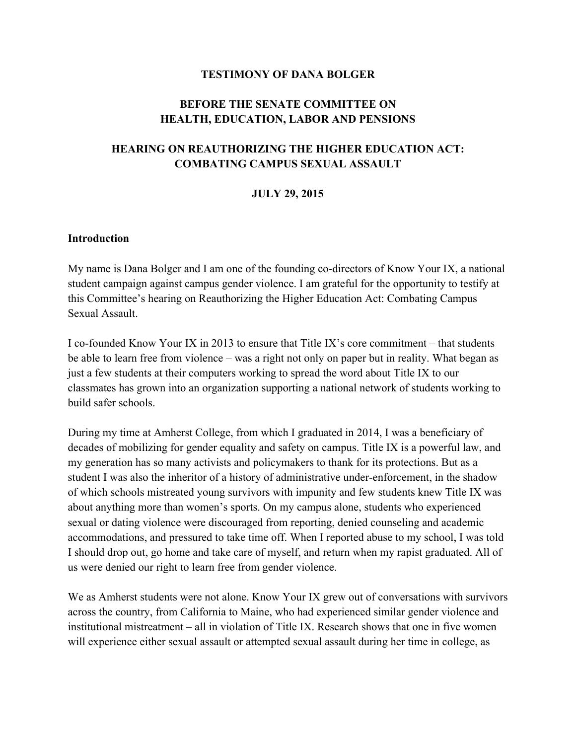**TESTIMONY OF DANA BOLGER**

**BEFORE THE SENATE COMMITTEE ON HEALTH, EDUCATION, LABOR AND PENSIONS**

**HEARING ON REAUTHORIZING THE HIGHER EDUCATION ACT: COMBATING CAMPUS SEXUAL ASSAULT**

**JULY 29, 2015**

## Introduction

My name is Dana Bolger and I am one of the founding co-directors of Know Your IX, a national student campaign against campus gender violence. I am grateful for the opportunity to testify at this Committee's hearing on Reauthorizing the Higher Education Act: Combating Campus Sexual Assault.

I co-founded Know Your IX in 2013 to ensure that Title IX's core commitment – that students be able to learn free from violence – was a right not only on paper but in reality. What began as just a few students at their computers working to spread the word about Title IX to our classmates has grown into an organization supporting a national network of students working to build safer schools.

During my time at Amherst College, from which I graduated in 2014, I was a beneficiary of decades of mobilizing for gender equality and safety on campus. Title IX is a powerful law, and my generation has so many activists and policymakers to thank for its protections. But as a student I was also the inheritor of a history of administrative under-enforcement, in the shadow of which schools mistreated young survivors with impunity and few students knew Title IX was about anything more than women's sports. On my campus alone, students who experienced sexual or dating violence were discouraged from reporting, denied counseling and academic accommodations, and pressured to take time off. When I reported abuse to my school, I was told I should drop out, go home and take care of myself, and return when my rapist graduated. All of us were denied our right to learn free from gender violence.

We as Amherst students were not alone. Know Your IX grew out of conversations with survivors across the country, from California to Maine, who had experienced similar gender violence and institutional mistreatment – all in violation of Title IX. Research shows that one in five women will experience either sexual assault or attempted sexual assault during her time in college, as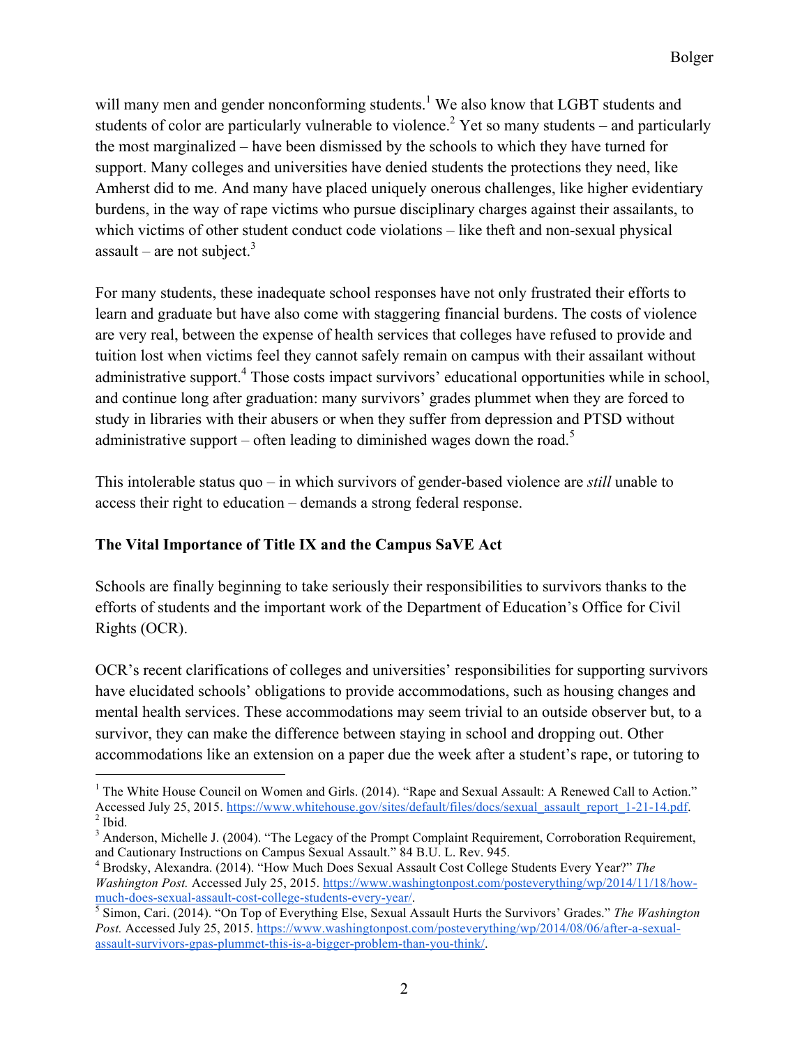will many men and gender nonconforming students.[1] We also know that LGBT students and students of color are particularly vulnerable to violence.[2] Yet so many students – and particularly the most marginalized – have been dismissed by the schools to which they have turned for support. Many colleges and universities have denied students the protections they need, like Amherst did to me. And many have placed uniquely onerous challenges, like higher evidentiary burdens, in the way of rape victims who pursue disciplinary charges against their assailants, to which victims of other student conduct code violations – like theft and non-sexual physical assault – are not subject.[3]

For many students, these inadequate school responses have not only frustrated their efforts to learn and graduate but have also come with staggering financial burdens. The costs of violence are very real, between the expense of health services that colleges have refused to provide and tuition lost when victims feel they cannot safely remain on campus with their assailant without administrative support.[4] Those costs impact survivors' educational opportunities while in school, and continue long after graduation: many survivors' grades plummet when they are forced to study in libraries with their abusers or when they suffer from depression and PTSD without administrative support – often leading to diminished wages down the road.[5]

This intolerable status quo – in which survivors of gender-based violence are *still* unable to access their right to education – demands a strong federal response.

**The Vital Importance of Title IX and the Campus SaVE Act**

Schools are finally beginning to take seriously their responsibilities to survivors thanks to the efforts of students and the important work of the Department of Education's Office for Civil Rights (OCR).

OCR's recent clarifications of colleges and universities' responsibilities for supporting survivors have elucidated schools' obligations to provide accommodations, such as housing changes and mental health services. These accommodations may seem trivial to an outside observer but, to a survivor, they can make the difference between staying in school and dropping out. Other accommodations like an extension on a paper due the week after a student's rape, or tutoring to

---

[1] The White House Council on Women and Girls. (2014). "Rape and Sexual Assault: A Renewed Call to Action." Accessed July 25, 2015. https://www.whitehouse.gov/sites/default/files/docs/sexual_assault_report_1-21-14.pdf.

[2] Ibid.

[3] Anderson, Michelle J. (2004). "The Legacy of the Prompt Complaint Requirement, Corroboration Requirement, and Cautionary Instructions on Campus Sexual Assault." 84 B.U. L. Rev. 945.

[4] Brodsky, Alexandra. (2014). "How Much Does Sexual Assault Cost College Students Every Year?" *The Washington Post.* Accessed July 25, 2015. https://www.washingtonpost.com/posteverything/wp/2014/11/18/how-much-does-sexual-assault-cost-college-students-every-year/.

[5] Simon, Cari. (2014). "On Top of Everything Else, Sexual Assault Hurts the Survivors' Grades." *The Washington Post.* Accessed July 25, 2015. https://www.washingtonpost.com/posteverything/wp/2014/08/06/after-a-sexual-assault-survivors-gpas-plummet-this-is-a-bigger-problem-than-you-think/.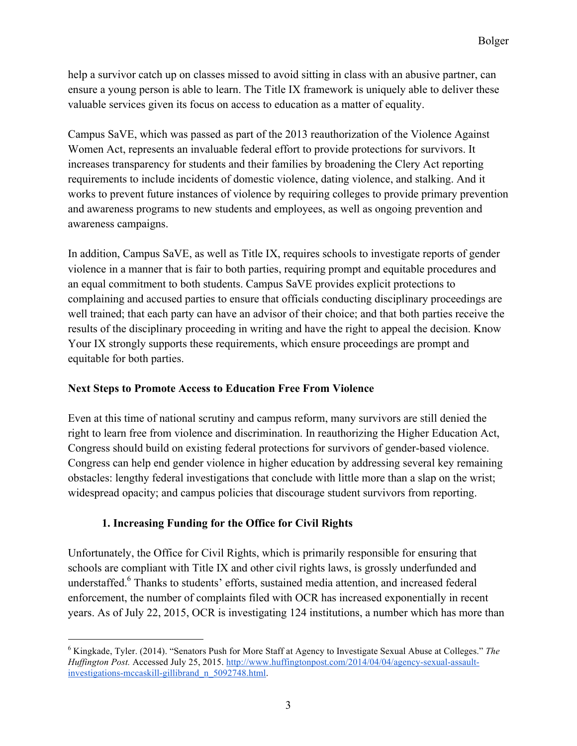help a survivor catch up on classes missed to avoid sitting in class with an abusive partner, can ensure a young person is able to learn. The Title IX framework is uniquely able to deliver these valuable services given its focus on access to education as a matter of equality.

Campus SaVE, which was passed as part of the 2013 reauthorization of the Violence Against Women Act, represents an invaluable federal effort to provide protections for survivors. It increases transparency for students and their families by broadening the Clery Act reporting requirements to include incidents of domestic violence, dating violence, and stalking. And it works to prevent future instances of violence by requiring colleges to provide primary prevention and awareness programs to new students and employees, as well as ongoing prevention and awareness campaigns.

In addition, Campus SaVE, as well as Title IX, requires schools to investigate reports of gender violence in a manner that is fair to both parties, requiring prompt and equitable procedures and an equal commitment to both students. Campus SaVE provides explicit protections to complaining and accused parties to ensure that officials conducting disciplinary proceedings are well trained; that each party can have an advisor of their choice; and that both parties receive the results of the disciplinary proceeding in writing and have the right to appeal the decision. Know Your IX strongly supports these requirements, which ensure proceedings are prompt and equitable for both parties.

**Next Steps to Promote Access to Education Free From Violence**

Even at this time of national scrutiny and campus reform, many survivors are still denied the right to learn free from violence and discrimination. In reauthorizing the Higher Education Act, Congress should build on existing federal protections for survivors of gender-based violence. Congress can help end gender violence in higher education by addressing several key remaining obstacles: lengthy federal investigations that conclude with little more than a slap on the wrist; widespread opacity; and campus policies that discourage student survivors from reporting.

**1. Increasing Funding for the Office for Civil Rights**

Unfortunately, the Office for Civil Rights, which is primarily responsible for ensuring that schools are compliant with Title IX and other civil rights laws, is grossly underfunded and understaffed.[6] Thanks to students' efforts, sustained media attention, and increased federal enforcement, the number of complaints filed with OCR has increased exponentially in recent years. As of July 22, 2015, OCR is investigating 124 institutions, a number which has more than

[6] Kingkade, Tyler. (2014). "Senators Push for More Staff at Agency to Investigate Sexual Abuse at Colleges." *The Huffington Post.* Accessed July 25, 2015. http://www.huffingtonpost.com/2014/04/04/agency-sexual-assault-investigations-mccaskill-gillibrand_n_5092748.html.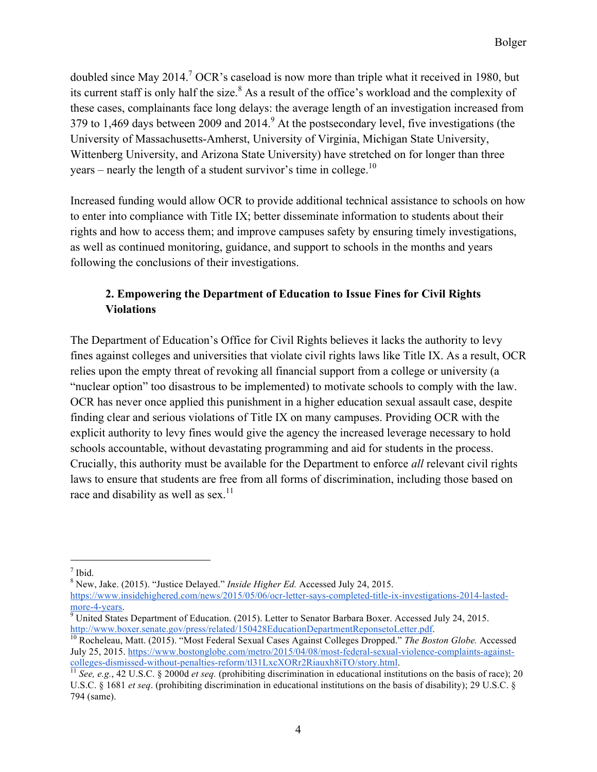doubled since May 2014.[7] OCR's caseload is now more than triple what it received in 1980, but its current staff is only half the size.[8] As a result of the office's workload and the complexity of these cases, complainants face long delays: the average length of an investigation increased from 379 to 1,469 days between 2009 and 2014.[9] At the postsecondary level, five investigations (the University of Massachusetts-Amherst, University of Virginia, Michigan State University, Wittenberg University, and Arizona State University) have stretched on for longer than three years – nearly the length of a student survivor's time in college.[10]

Increased funding would allow OCR to provide additional technical assistance to schools on how to enter into compliance with Title IX; better disseminate information to students about their rights and how to access them; and improve campuses safety by ensuring timely investigations, as well as continued monitoring, guidance, and support to schools in the months and years following the conclusions of their investigations.

### 2. Empowering the Department of Education to Issue Fines for Civil Rights Violations

The Department of Education's Office for Civil Rights believes it lacks the authority to levy fines against colleges and universities that violate civil rights laws like Title IX. As a result, OCR relies upon the empty threat of revoking all financial support from a college or university (a "nuclear option" too disastrous to be implemented) to motivate schools to comply with the law. OCR has never once applied this punishment in a higher education sexual assault case, despite finding clear and serious violations of Title IX on many campuses. Providing OCR with the explicit authority to levy fines would give the agency the increased leverage necessary to hold schools accountable, without devastating programming and aid for students in the process. Crucially, this authority must be available for the Department to enforce *all* relevant civil rights laws to ensure that students are free from all forms of discrimination, including those based on race and disability as well as sex.[11]

---

[7] Ibid.

[8] New, Jake. (2015). "Justice Delayed." *Inside Higher Ed.* Accessed July 24, 2015. https://www.insidehighered.com/news/2015/05/06/ocr-letter-says-completed-title-ix-investigations-2014-lasted-more-4-years.

[9] United States Department of Education. (2015). Letter to Senator Barbara Boxer. Accessed July 24, 2015. http://www.boxer.senate.gov/press/related/150428EducationDepartmentReponsetoLetter.pdf.

[10] Rocheleau, Matt. (2015). "Most Federal Sexual Cases Against Colleges Dropped." *The Boston Globe.* Accessed July 25, 2015. https://www.bostonglobe.com/metro/2015/04/08/most-federal-sexual-violence-complaints-against-colleges-dismissed-without-penalties-reform/tl31LxcXORr2Riauxh8iTO/story.html.

[11] *See, e.g.*, 42 U.S.C. § 2000d *et seq.* (prohibiting discrimination in educational institutions on the basis of race); 20 U.S.C. § 1681 *et seq*. (prohibiting discrimination in educational institutions on the basis of disability); 29 U.S.C. § 794 (same).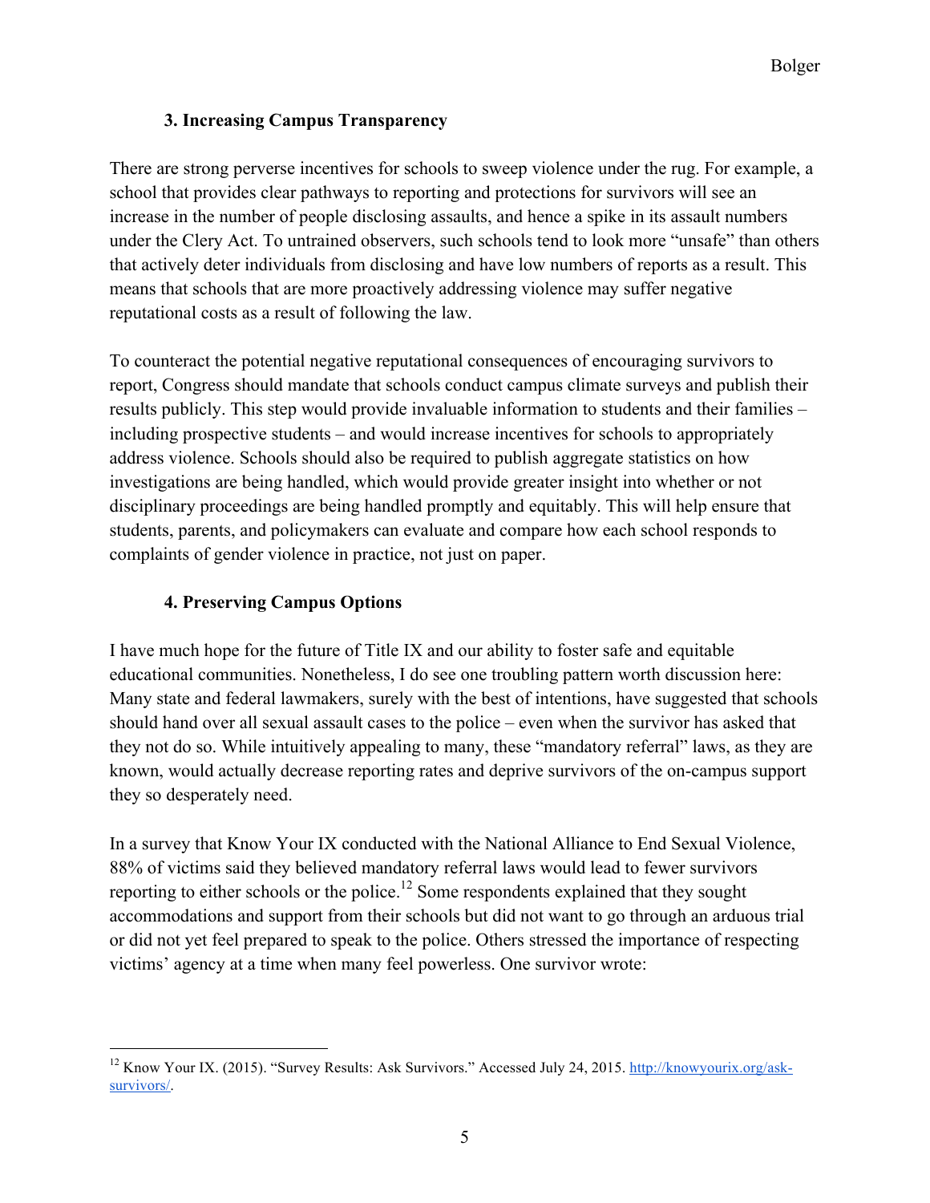### 3. Increasing Campus Transparency

There are strong perverse incentives for schools to sweep violence under the rug. For example, a school that provides clear pathways to reporting and protections for survivors will see an increase in the number of people disclosing assaults, and hence a spike in its assault numbers under the Clery Act. To untrained observers, such schools tend to look more "unsafe" than others that actively deter individuals from disclosing and have low numbers of reports as a result. This means that schools that are more proactively addressing violence may suffer negative reputational costs as a result of following the law.

To counteract the potential negative reputational consequences of encouraging survivors to report, Congress should mandate that schools conduct campus climate surveys and publish their results publicly. This step would provide invaluable information to students and their families – including prospective students – and would increase incentives for schools to appropriately address violence. Schools should also be required to publish aggregate statistics on how investigations are being handled, which would provide greater insight into whether or not disciplinary proceedings are being handled promptly and equitably. This will help ensure that students, parents, and policymakers can evaluate and compare how each school responds to complaints of gender violence in practice, not just on paper.

### 4. Preserving Campus Options

I have much hope for the future of Title IX and our ability to foster safe and equitable educational communities. Nonetheless, I do see one troubling pattern worth discussion here: Many state and federal lawmakers, surely with the best of intentions, have suggested that schools should hand over all sexual assault cases to the police – even when the survivor has asked that they not do so. While intuitively appealing to many, these "mandatory referral" laws, as they are known, would actually decrease reporting rates and deprive survivors of the on-campus support they so desperately need.

In a survey that Know Your IX conducted with the National Alliance to End Sexual Violence, 88% of victims said they believed mandatory referral laws would lead to fewer survivors reporting to either schools or the police.[12] Some respondents explained that they sought accommodations and support from their schools but did not want to go through an arduous trial or did not yet feel prepared to speak to the police. Others stressed the importance of respecting victims' agency at a time when many feel powerless. One survivor wrote:

---

[12] Know Your IX. (2015). "Survey Results: Ask Survivors." Accessed July 24, 2015. http://knowyourix.org/ask-survivors/.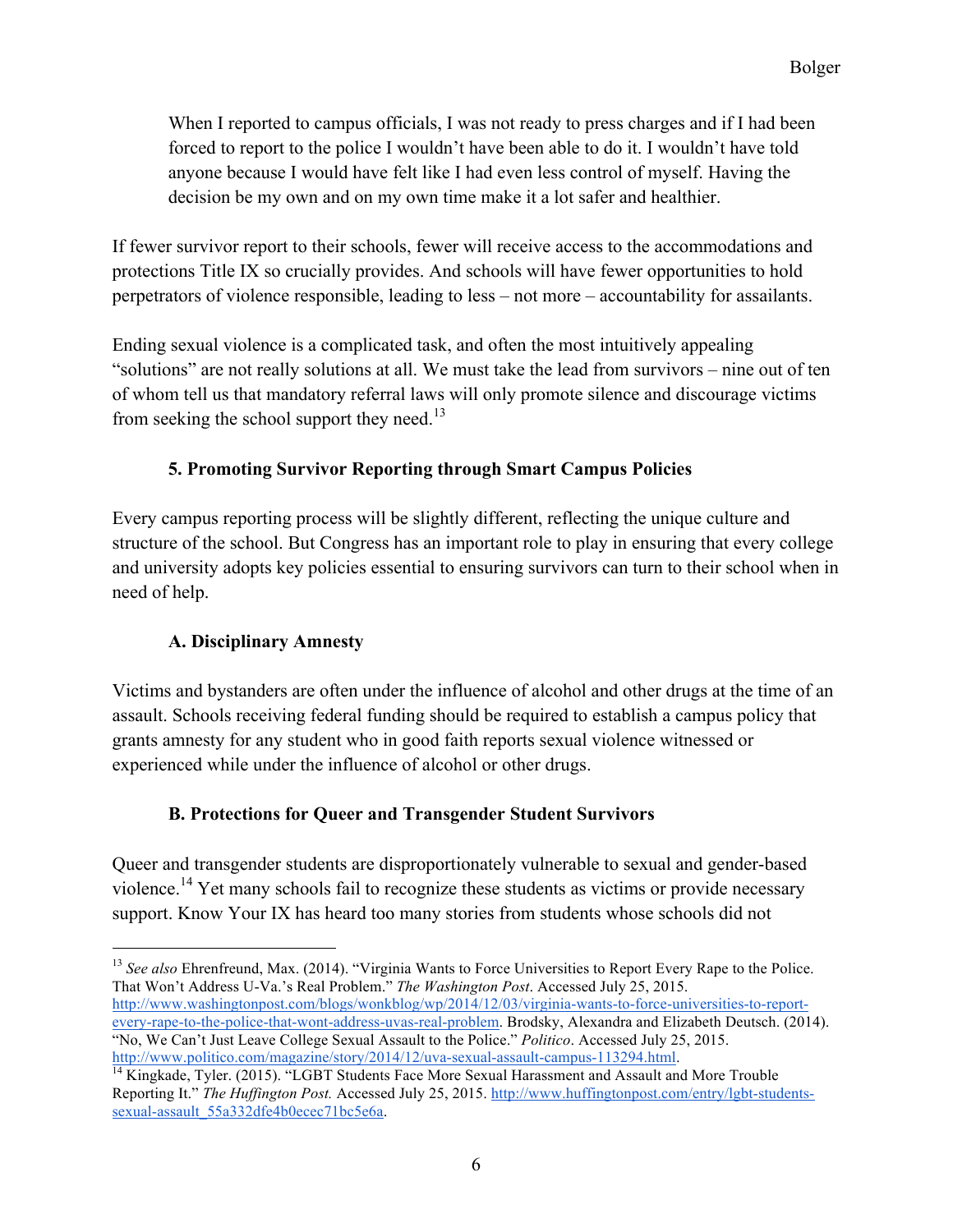> When I reported to campus officials, I was not ready to press charges and if I had been forced to report to the police I wouldn't have been able to do it. I wouldn't have told anyone because I would have felt like I had even less control of myself. Having the decision be my own and on my own time make it a lot safer and healthier.

If fewer survivor report to their schools, fewer will receive access to the accommodations and protections Title IX so crucially provides. And schools will have fewer opportunities to hold perpetrators of violence responsible, leading to less – not more – accountability for assailants.

Ending sexual violence is a complicated task, and often the most intuitively appealing "solutions" are not really solutions at all. We must take the lead from survivors – nine out of ten of whom tell us that mandatory referral laws will only promote silence and discourage victims from seeking the school support they need.[13]

### 5. Promoting Survivor Reporting through Smart Campus Policies

Every campus reporting process will be slightly different, reflecting the unique culture and structure of the school. But Congress has an important role to play in ensuring that every college and university adopts key policies essential to ensuring survivors can turn to their school when in need of help.

#### A. Disciplinary Amnesty

Victims and bystanders are often under the influence of alcohol and other drugs at the time of an assault. Schools receiving federal funding should be required to establish a campus policy that grants amnesty for any student who in good faith reports sexual violence witnessed or experienced while under the influence of alcohol or other drugs.

#### B. Protections for Queer and Transgender Student Survivors

Queer and transgender students are disproportionately vulnerable to sexual and gender-based violence.[14] Yet many schools fail to recognize these students as victims or provide necessary support. Know Your IX has heard too many stories from students whose schools did not

---

[13] *See also* Ehrenfreund, Max. (2014). "Virginia Wants to Force Universities to Report Every Rape to the Police. That Won't Address U-Va.'s Real Problem." *The Washington Post*. Accessed July 25, 2015. http://www.washingtonpost.com/blogs/wonkblog/wp/2014/12/03/virginia-wants-to-force-universities-to-report-every-rape-to-the-police-that-wont-address-uvas-real-problem. Brodsky, Alexandra and Elizabeth Deutsch. (2014). "No, We Can't Just Leave College Sexual Assault to the Police." *Politico*. Accessed July 25, 2015. http://www.politico.com/magazine/story/2014/12/uva-sexual-assault-campus-113294.html.

[14] Kingkade, Tyler. (2015). "LGBT Students Face More Sexual Harassment and Assault and More Trouble Reporting It." *The Huffington Post.* Accessed July 25, 2015. http://www.huffingtonpost.com/entry/lgbt-students-sexual-assault_55a332dfe4b0ecec71bc5e6a.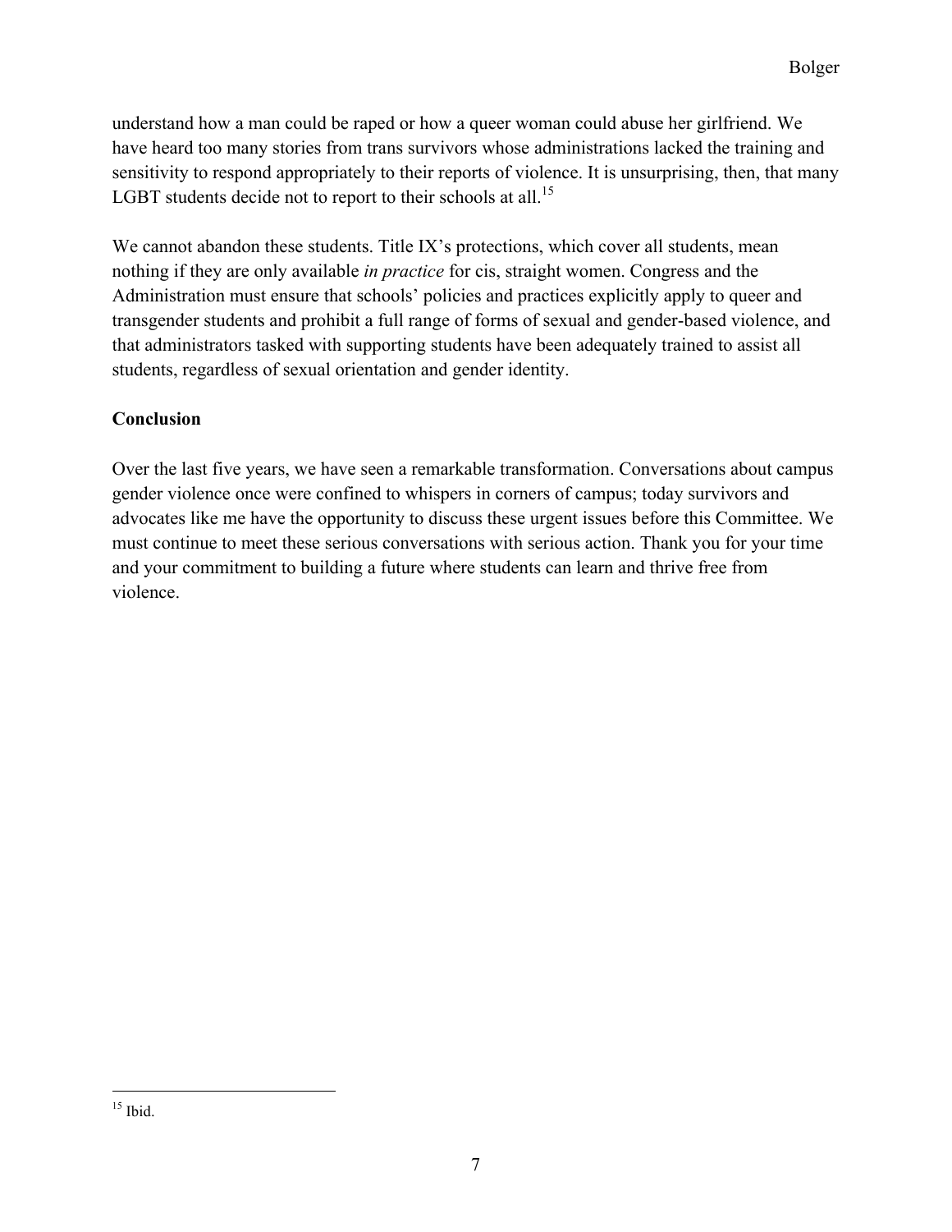understand how a man could be raped or how a queer woman could abuse her girlfriend. We have heard too many stories from trans survivors whose administrations lacked the training and sensitivity to respond appropriately to their reports of violence. It is unsurprising, then, that many LGBT students decide not to report to their schools at all.[15]

We cannot abandon these students. Title IX's protections, which cover all students, mean nothing if they are only available *in practice* for cis, straight women. Congress and the Administration must ensure that schools' policies and practices explicitly apply to queer and transgender students and prohibit a full range of forms of sexual and gender-based violence, and that administrators tasked with supporting students have been adequately trained to assist all students, regardless of sexual orientation and gender identity.

**Conclusion**

Over the last five years, we have seen a remarkable transformation. Conversations about campus gender violence once were confined to whispers in corners of campus; today survivors and advocates like me have the opportunity to discuss these urgent issues before this Committee. We must continue to meet these serious conversations with serious action. Thank you for your time and your commitment to building a future where students can learn and thrive free from violence.

---

[15] Ibid.